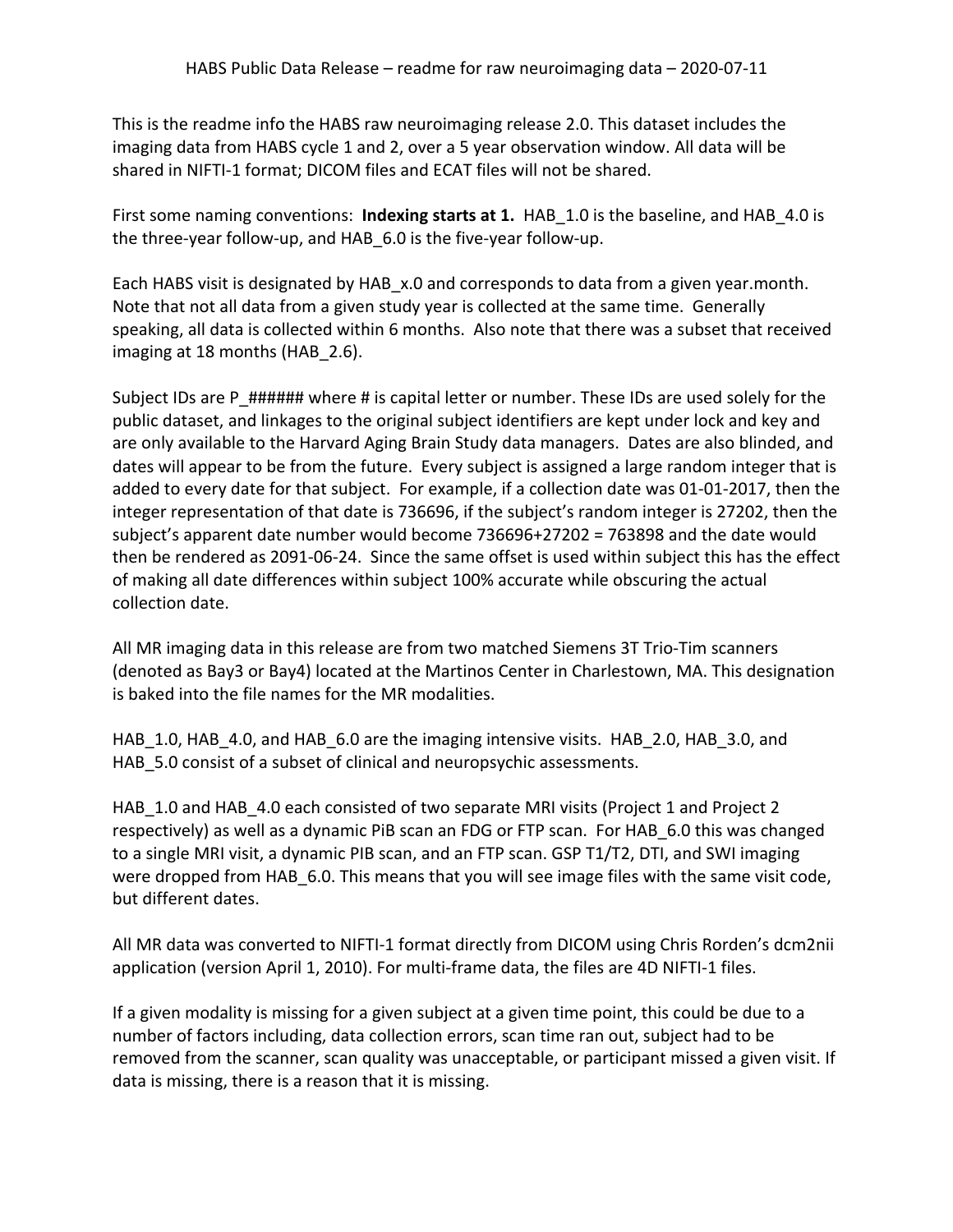# HABS Public Data Release – readme for raw neuroimaging data – 2020-07-11

This is the readme info the HABS raw neuroimaging release 2.0. This dataset includes the imaging data from HABS cycle 1 and 2, over a 5 year observation window. All data will be shared in NIFTI-1 format; DICOM files and ECAT files will not be shared.

First some naming conventions: **Indexing starts at 1.** HAB_1.0 is the baseline, and HAB_4.0 is the three-year follow-up, and HAB_6.0 is the five-year follow-up.

Each HABS visit is designated by HAB_x.0 and corresponds to data from a given year.month. Note that not all data from a given study year is collected at the same time. Generally speaking, all data is collected within 6 months. Also note that there was a subset that received imaging at 18 months (HAB_2.6).

Subject IDs are P_###### where # is capital letter or number. These IDs are used solely for the public dataset, and linkages to the original subject identifiers are kept under lock and key and are only available to the Harvard Aging Brain Study data managers. Dates are also blinded, and dates will appear to be from the future. Every subject is assigned a large random integer that is added to every date for that subject. For example, if a collection date was 01-01-2017, then the integer representation of that date is 736696, if the subject's random integer is 27202, then the subject's apparent date number would become 736696+27202 = 763898 and the date would then be rendered as 2091-06-24. Since the same offset is used within subject this has the effect of making all date differences within subject 100% accurate while obscuring the actual collection date.

All MR imaging data in this release are from two matched Siemens 3T Trio-Tim scanners (denoted as Bay3 or Bay4) located at the Martinos Center in Charlestown, MA. This designation is baked into the file names for the MR modalities.

HAB_1.0, HAB_4.0, and HAB_6.0 are the imaging intensive visits. HAB_2.0, HAB_3.0, and HAB_5.0 consist of a subset of clinical and neuropsychic assessments.

HAB_1.0 and HAB_4.0 each consisted of two separate MRI visits (Project 1 and Project 2 respectively) as well as a dynamic PiB scan an FDG or FTP scan. For HAB_6.0 this was changed to a single MRI visit, a dynamic PIB scan, and an FTP scan. GSP T1/T2, DTI, and SWI imaging were dropped from HAB_6.0. This means that you will see image files with the same visit code, but different dates.

All MR data was converted to NIFTI-1 format directly from DICOM using Chris Rorden's dcm2nii application (version April 1, 2010). For multi-frame data, the files are 4D NIFTI-1 files.

If a given modality is missing for a given subject at a given time point, this could be due to a number of factors including, data collection errors, scan time ran out, subject had to be removed from the scanner, scan quality was unacceptable, or participant missed a given visit. If data is missing, there is a reason that it is missing.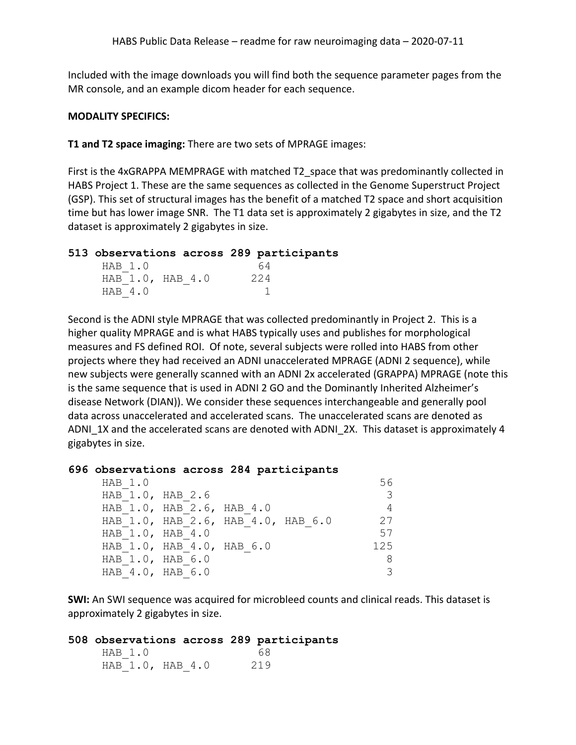Included with the image downloads you will find both the sequence parameter pages from the MR console, and an example dicom header for each sequence.

**MODALITY SPECIFICS:**

**T1 and T2 space imaging:** There are two sets of MPRAGE images:

First is the 4xGRAPPA MEMPRAGE with matched T2_space that was predominantly collected in HABS Project 1. These are the same sequences as collected in the Genome Superstruct Project (GSP). This set of structural images has the benefit of a matched T2 space and short acquisition time but has lower image SNR. The T1 data set is approximately 2 gigabytes in size, and the T2 dataset is approximately 2 gigabytes in size.

```
513 observations across 289 participants
     HAB_1.0               64
     HAB_1.0, HAB_4.0     224
     HAB_4.0                1
```

Second is the ADNI style MPRAGE that was collected predominantly in Project 2. This is a higher quality MPRAGE and is what HABS typically uses and publishes for morphological measures and FS defined ROI. Of note, several subjects were rolled into HABS from other projects where they had received an ADNI unaccelerated MPRAGE (ADNI 2 sequence), while new subjects were generally scanned with an ADNI 2x accelerated (GRAPPA) MPRAGE (note this is the same sequence that is used in ADNI 2 GO and the Dominantly Inherited Alzheimer's disease Network (DIAN)). We consider these sequences interchangeable and generally pool data across unaccelerated and accelerated scans. The unaccelerated scans are denoted as ADNI_1X and the accelerated scans are denoted with ADNI_2X. This dataset is approximately 4 gigabytes in size.

```
696 observations across 284 participants
     HAB_1.0                                   56
     HAB_1.0, HAB_2.6                           3
     HAB_1.0, HAB_2.6, HAB_4.0                  4
     HAB_1.0, HAB_2.6, HAB_4.0, HAB_6.0        27
     HAB_1.0, HAB_4.0                          57
     HAB_1.0, HAB_4.0, HAB_6.0                125
     HAB_1.0, HAB_6.0                           8
     HAB_4.0, HAB_6.0                           3
```

**SWI:** An SWI sequence was acquired for microbleed counts and clinical reads. This dataset is approximately 2 gigabytes in size.

```
508 observations across 289 participants
     HAB_1.0               68
     HAB_1.0, HAB_4.0     219
```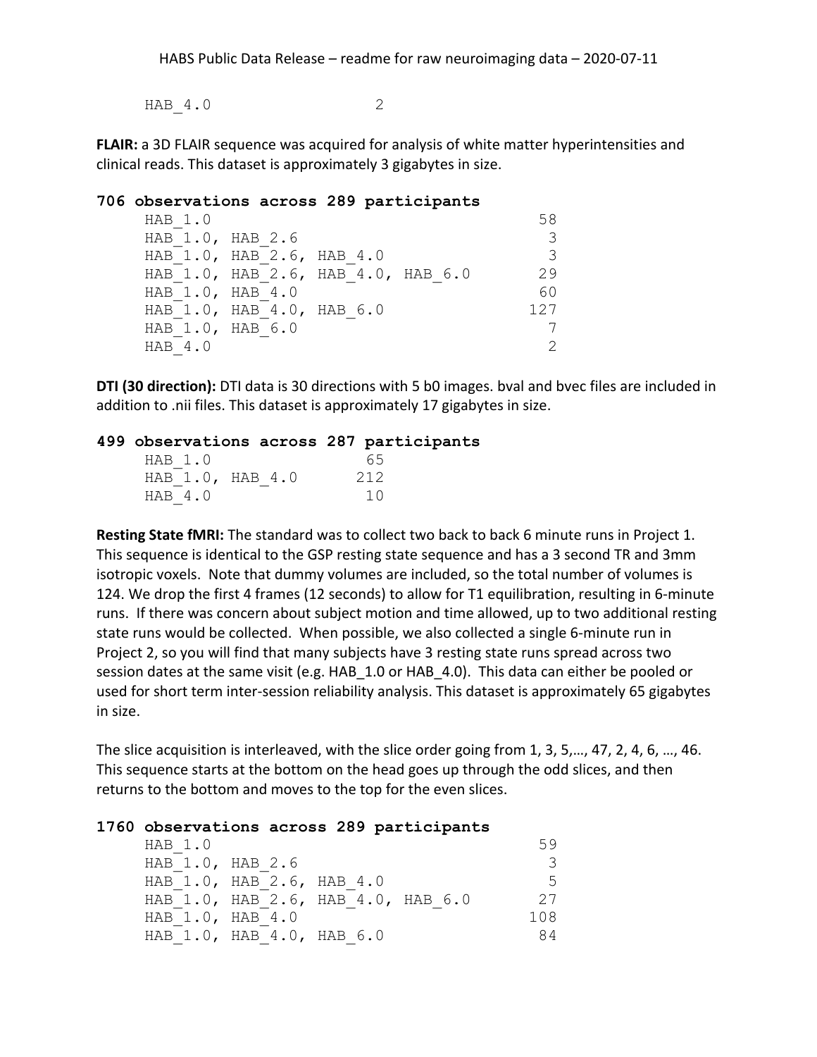| | |
|---|---|
| HAB_4.0 | 2 |

**FLAIR:** a 3D FLAIR sequence was acquired for analysis of white matter hyperintensities and clinical reads. This dataset is approximately 3 gigabytes in size.

**706 observations across 289 participants**

| | |
|---|---|
| HAB_1.0 | 58 |
| HAB_1.0, HAB_2.6 | 3 |
| HAB_1.0, HAB_2.6, HAB_4.0 | 3 |
| HAB_1.0, HAB_2.6, HAB_4.0, HAB_6.0 | 29 |
| HAB_1.0, HAB_4.0 | 60 |
| HAB_1.0, HAB_4.0, HAB_6.0 | 127 |
| HAB_1.0, HAB_6.0 | 7 |
| HAB_4.0 | 2 |

**DTI (30 direction):** DTI data is 30 directions with 5 b0 images. bval and bvec files are included in addition to .nii files. This dataset is approximately 17 gigabytes in size.

**499 observations across 287 participants**

| | |
|---|---|
| HAB_1.0 | 65 |
| HAB_1.0, HAB_4.0 | 212 |
| HAB_4.0 | 10 |

**Resting State fMRI:** The standard was to collect two back to back 6 minute runs in Project 1. This sequence is identical to the GSP resting state sequence and has a 3 second TR and 3mm isotropic voxels. Note that dummy volumes are included, so the total number of volumes is 124. We drop the first 4 frames (12 seconds) to allow for T1 equilibration, resulting in 6-minute runs. If there was concern about subject motion and time allowed, up to two additional resting state runs would be collected. When possible, we also collected a single 6-minute run in Project 2, so you will find that many subjects have 3 resting state runs spread across two session dates at the same visit (e.g. HAB_1.0 or HAB_4.0). This data can either be pooled or used for short term inter-session reliability analysis. This dataset is approximately 65 gigabytes in size.

The slice acquisition is interleaved, with the slice order going from 1, 3, 5,…, 47, 2, 4, 6, …, 46. This sequence starts at the bottom on the head goes up through the odd slices, and then returns to the bottom and moves to the top for the even slices.

**1760 observations across 289 participants**

| | |
|---|---|
| HAB_1.0 | 59 |
| HAB_1.0, HAB_2.6 | 3 |
| HAB_1.0, HAB_2.6, HAB_4.0 | 5 |
| HAB_1.0, HAB_2.6, HAB_4.0, HAB_6.0 | 27 |
| HAB_1.0, HAB_4.0 | 108 |
| HAB_1.0, HAB_4.0, HAB_6.0 | 84 |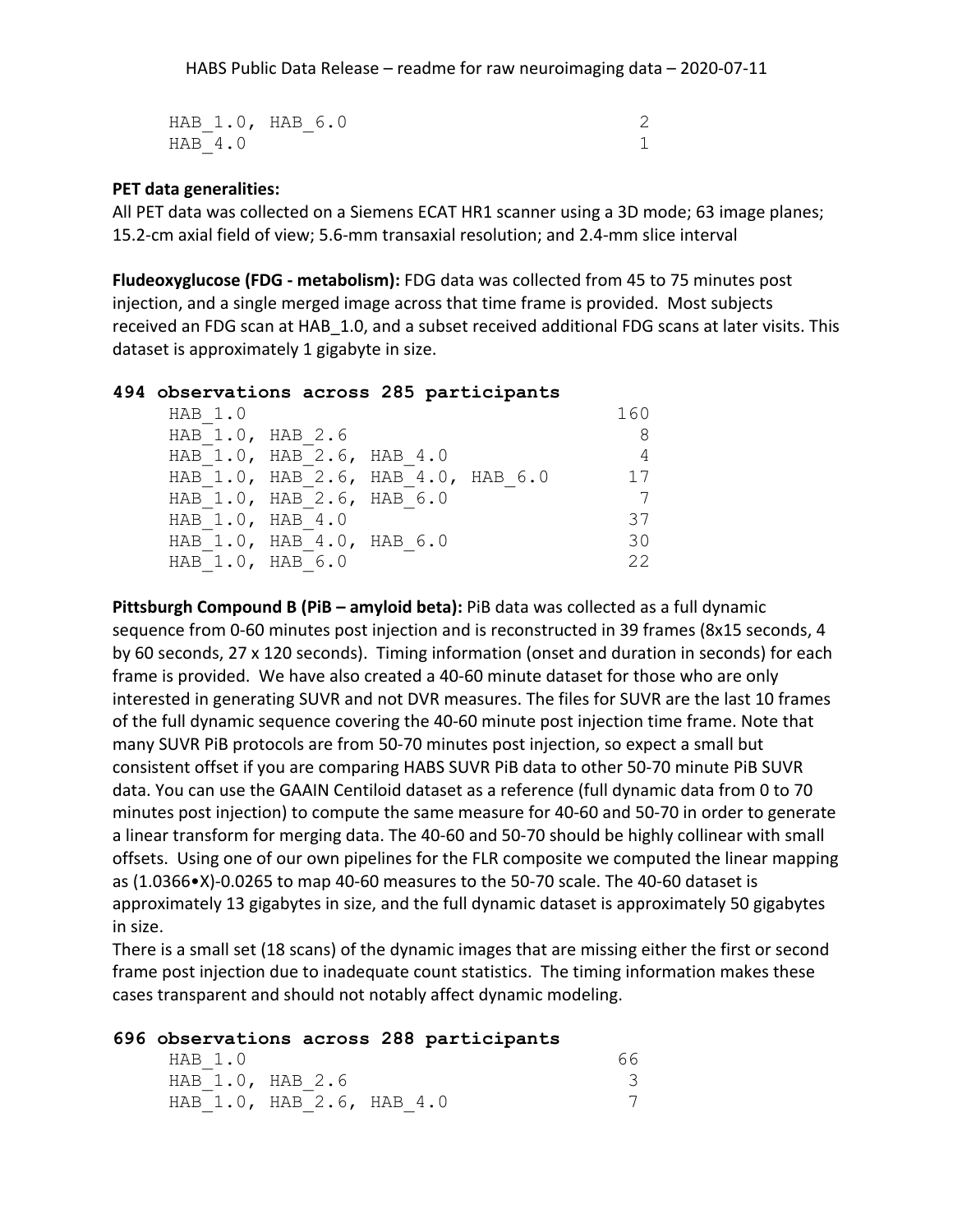```
HAB_1.0, HAB_6.0                        2
HAB_4.0                                 1
```

**PET data generalities:**
All PET data was collected on a Siemens ECAT HR1 scanner using a 3D mode; 63 image planes; 15.2-cm axial field of view; 5.6-mm transaxial resolution; and 2.4-mm slice interval

**Fludeoxyglucose (FDG - metabolism):** FDG data was collected from 45 to 75 minutes post injection, and a single merged image across that time frame is provided. Most subjects received an FDG scan at HAB_1.0, and a subset received additional FDG scans at later visits. This dataset is approximately 1 gigabyte in size.

**494 observations across 285 participants**

```
HAB_1.0                                 160
HAB_1.0, HAB_2.6                          8
HAB_1.0, HAB_2.6, HAB_4.0                 4
HAB_1.0, HAB_2.6, HAB_4.0, HAB_6.0       17
HAB_1.0, HAB_2.6, HAB_6.0                 7
HAB_1.0, HAB_4.0                         37
HAB_1.0, HAB_4.0, HAB_6.0                30
HAB_1.0, HAB_6.0                         22
```

**Pittsburgh Compound B (PiB – amyloid beta):** PiB data was collected as a full dynamic sequence from 0-60 minutes post injection and is reconstructed in 39 frames (8x15 seconds, 4 by 60 seconds, 27 x 120 seconds). Timing information (onset and duration in seconds) for each frame is provided. We have also created a 40-60 minute dataset for those who are only interested in generating SUVR and not DVR measures. The files for SUVR are the last 10 frames of the full dynamic sequence covering the 40-60 minute post injection time frame. Note that many SUVR PiB protocols are from 50-70 minutes post injection, so expect a small but consistent offset if you are comparing HABS SUVR PiB data to other 50-70 minute PiB SUVR data. You can use the GAAIN Centiloid dataset as a reference (full dynamic data from 0 to 70 minutes post injection) to compute the same measure for 40-60 and 50-70 in order to generate a linear transform for merging data. The 40-60 and 50-70 should be highly collinear with small offsets. Using one of our own pipelines for the FLR composite we computed the linear mapping as $(1.0366 \cdot X) - 0.0265$ to map 40-60 measures to the 50-70 scale. The 40-60 dataset is approximately 13 gigabytes in size, and the full dynamic dataset is approximately 50 gigabytes in size.
There is a small set (18 scans) of the dynamic images that are missing either the first or second frame post injection due to inadequate count statistics. The timing information makes these cases transparent and should not notably affect dynamic modeling.

**696 observations across 288 participants**

```
HAB_1.0                                  66
HAB_1.0, HAB_2.6                          3
HAB_1.0, HAB_2.6, HAB_4.0                 7
```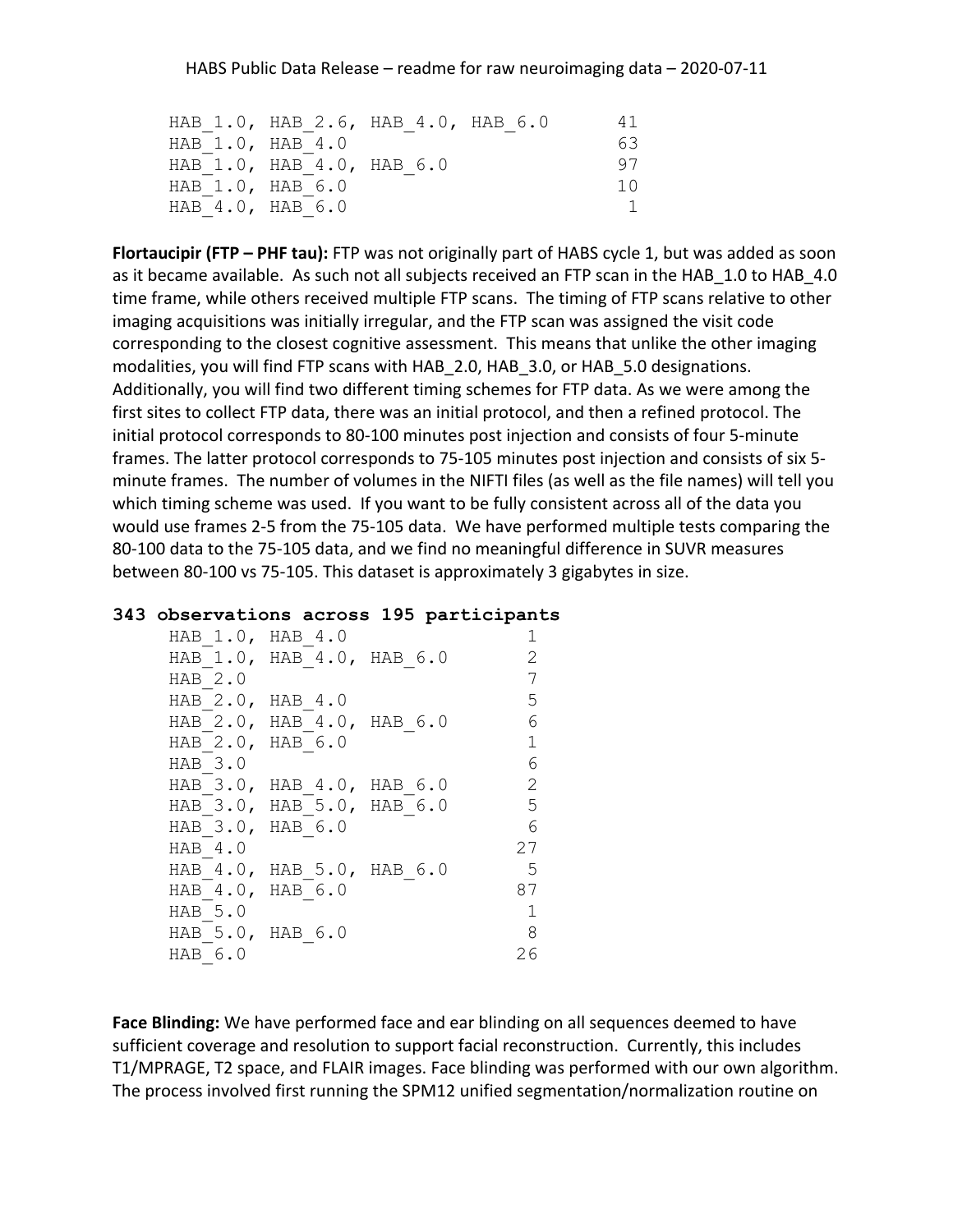```
HAB_1.0, HAB_2.6, HAB_4.0, HAB_6.0       41
HAB_1.0, HAB_4.0                         63
HAB_1.0, HAB_4.0, HAB_6.0                97
HAB_1.0, HAB_6.0                         10
HAB_4.0, HAB_6.0                          1
```

**Flortaucipir (FTP – PHF tau):** FTP was not originally part of HABS cycle 1, but was added as soon as it became available. As such not all subjects received an FTP scan in the HAB_1.0 to HAB_4.0 time frame, while others received multiple FTP scans. The timing of FTP scans relative to other imaging acquisitions was initially irregular, and the FTP scan was assigned the visit code corresponding to the closest cognitive assessment. This means that unlike the other imaging modalities, you will find FTP scans with HAB_2.0, HAB_3.0, or HAB_5.0 designations. Additionally, you will find two different timing schemes for FTP data. As we were among the first sites to collect FTP data, there was an initial protocol, and then a refined protocol. The initial protocol corresponds to 80-100 minutes post injection and consists of four 5-minute frames. The latter protocol corresponds to 75-105 minutes post injection and consists of six 5-minute frames. The number of volumes in the NIFTI files (as well as the file names) will tell you which timing scheme was used. If you want to be fully consistent across all of the data you would use frames 2-5 from the 75-105 data. We have performed multiple tests comparing the 80-100 data to the 75-105 data, and we find no meaningful difference in SUVR measures between 80-100 vs 75-105. This dataset is approximately 3 gigabytes in size.

**343 observations across 195 participants**

```
HAB_1.0, HAB_4.0              1
HAB_1.0, HAB_4.0, HAB_6.0     2
HAB_2.0                       7
HAB_2.0, HAB_4.0              5
HAB_2.0, HAB_4.0, HAB_6.0     6
HAB_2.0, HAB_6.0              1
HAB_3.0                       6
HAB_3.0, HAB_4.0, HAB_6.0     2
HAB_3.0, HAB_5.0, HAB_6.0     5
HAB_3.0, HAB_6.0              6
HAB_4.0                      27
HAB_4.0, HAB_5.0, HAB_6.0     5
HAB_4.0, HAB_6.0             87
HAB_5.0                       1
HAB_5.0, HAB_6.0              8
HAB_6.0                      26
```

**Face Blinding:** We have performed face and ear blinding on all sequences deemed to have sufficient coverage and resolution to support facial reconstruction. Currently, this includes T1/MPRAGE, T2 space, and FLAIR images. Face blinding was performed with our own algorithm. The process involved first running the SPM12 unified segmentation/normalization routine on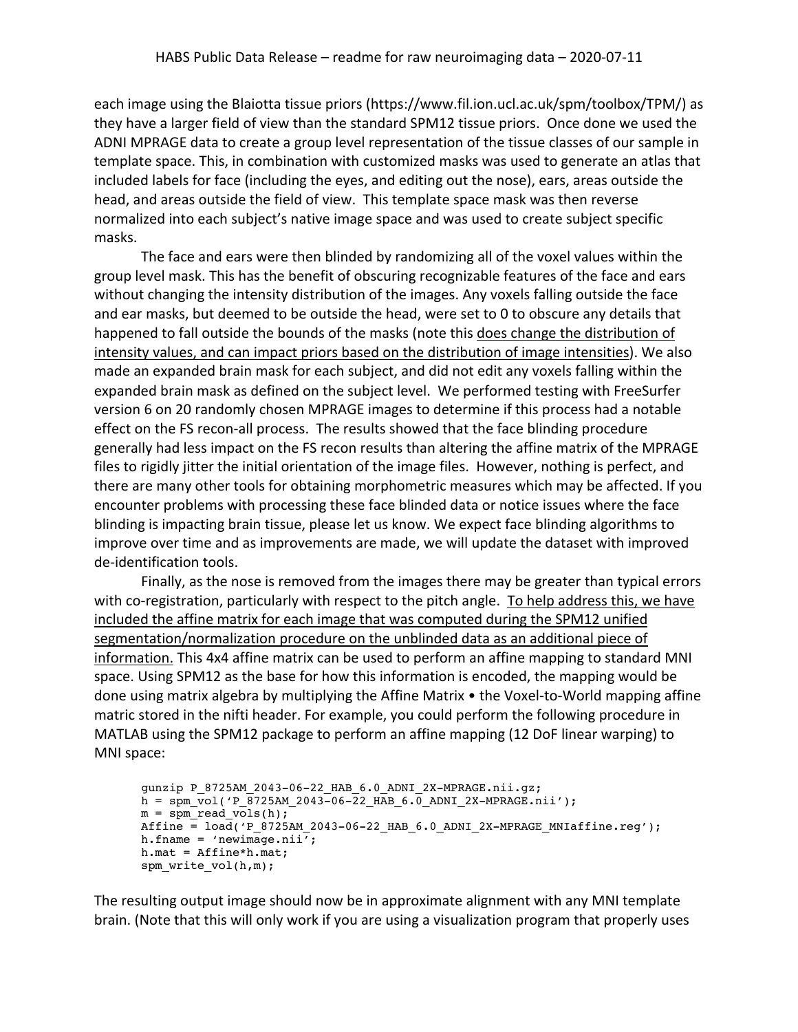each image using the Blaiotta tissue priors (https://www.fil.ion.ucl.ac.uk/spm/toolbox/TPM/) as they have a larger field of view than the standard SPM12 tissue priors. Once done we used the ADNI MPRAGE data to create a group level representation of the tissue classes of our sample in template space. This, in combination with customized masks was used to generate an atlas that included labels for face (including the eyes, and editing out the nose), ears, areas outside the head, and areas outside the field of view. This template space mask was then reverse normalized into each subject's native image space and was used to create subject specific masks.

The face and ears were then blinded by randomizing all of the voxel values within the group level mask. This has the benefit of obscuring recognizable features of the face and ears without changing the intensity distribution of the images. Any voxels falling outside the face and ear masks, but deemed to be outside the head, were set to 0 to obscure any details that happened to fall outside the bounds of the masks (note this <u>does change the distribution of intensity values, and can impact priors based on the distribution of image intensities</u>). We also made an expanded brain mask for each subject, and did not edit any voxels falling within the expanded brain mask as defined on the subject level. We performed testing with FreeSurfer version 6 on 20 randomly chosen MPRAGE images to determine if this process had a notable effect on the FS recon-all process. The results showed that the face blinding procedure generally had less impact on the FS recon results than altering the affine matrix of the MPRAGE files to rigidly jitter the initial orientation of the image files. However, nothing is perfect, and there are many other tools for obtaining morphometric measures which may be affected. If you encounter problems with processing these face blinded data or notice issues where the face blinding is impacting brain tissue, please let us know. We expect face blinding algorithms to improve over time and as improvements are made, we will update the dataset with improved de-identification tools.

Finally, as the nose is removed from the images there may be greater than typical errors with co-registration, particularly with respect to the pitch angle. <u>To help address this, we have included the affine matrix for each image that was computed during the SPM12 unified segmentation/normalization procedure on the unblinded data as an additional piece of information.</u> This 4x4 affine matrix can be used to perform an affine mapping to standard MNI space. Using SPM12 as the base for how this information is encoded, the mapping would be done using matrix algebra by multiplying the Affine Matrix • the Voxel-to-World mapping affine matric stored in the nifti header. For example, you could perform the following procedure in MATLAB using the SPM12 package to perform an affine mapping (12 DoF linear warping) to MNI space:

```
gunzip P_8725AM_2043-06-22_HAB_6.0_ADNI_2X-MPRAGE.nii.gz;
h = spm_vol('P_8725AM_2043-06-22_HAB_6.0_ADNI_2X-MPRAGE.nii');
m = spm_read_vols(h);
Affine = load('P_8725AM_2043-06-22_HAB_6.0_ADNI_2X-MPRAGE_MNIaffine.reg');
h.fname = 'newimage.nii';
h.mat = Affine*h.mat;
spm_write_vol(h,m);
```

The resulting output image should now be in approximate alignment with any MNI template brain. (Note that this will only work if you are using a visualization program that properly uses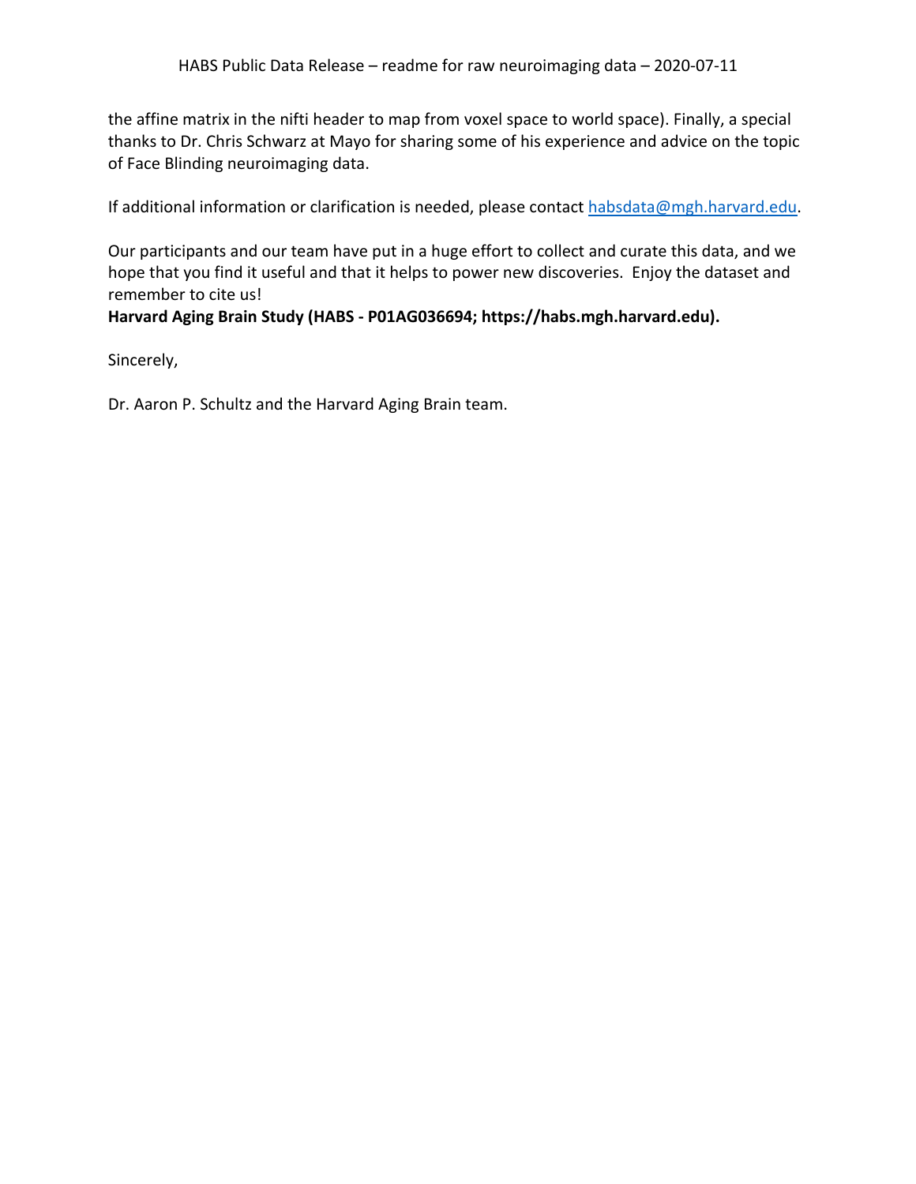the affine matrix in the nifti header to map from voxel space to world space). Finally, a special thanks to Dr. Chris Schwarz at Mayo for sharing some of his experience and advice on the topic of Face Blinding neuroimaging data.

If additional information or clarification is needed, please contact [habsdata@mgh.harvard.edu](mailto:habsdata@mgh.harvard.edu).

Our participants and our team have put in a huge effort to collect and curate this data, and we hope that you find it useful and that it helps to power new discoveries. Enjoy the dataset and remember to cite us!

**Harvard Aging Brain Study (HABS - P01AG036694; https://habs.mgh.harvard.edu).**

Sincerely,

Dr. Aaron P. Schultz and the Harvard Aging Brain team.